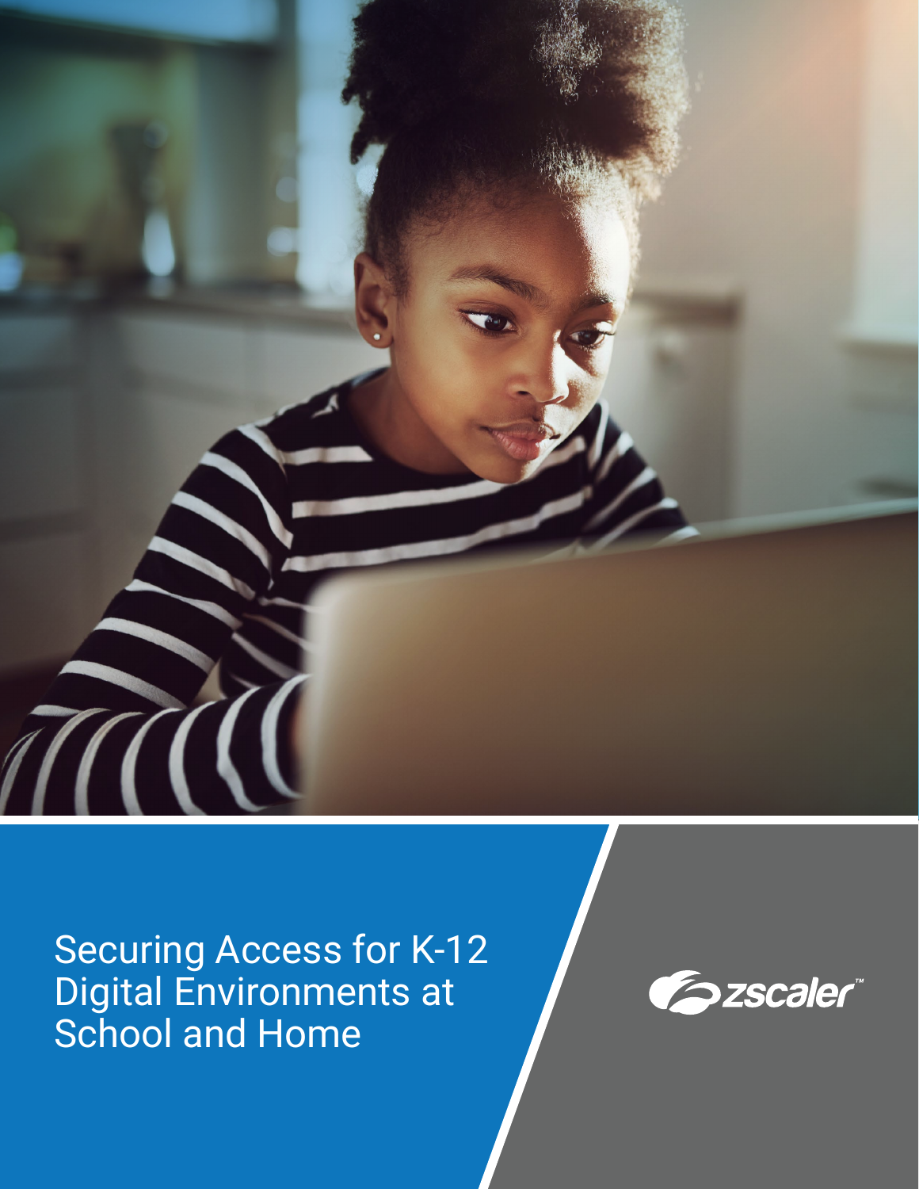# Securing Access for K-12 Digital Environments at School and Home

zscaler™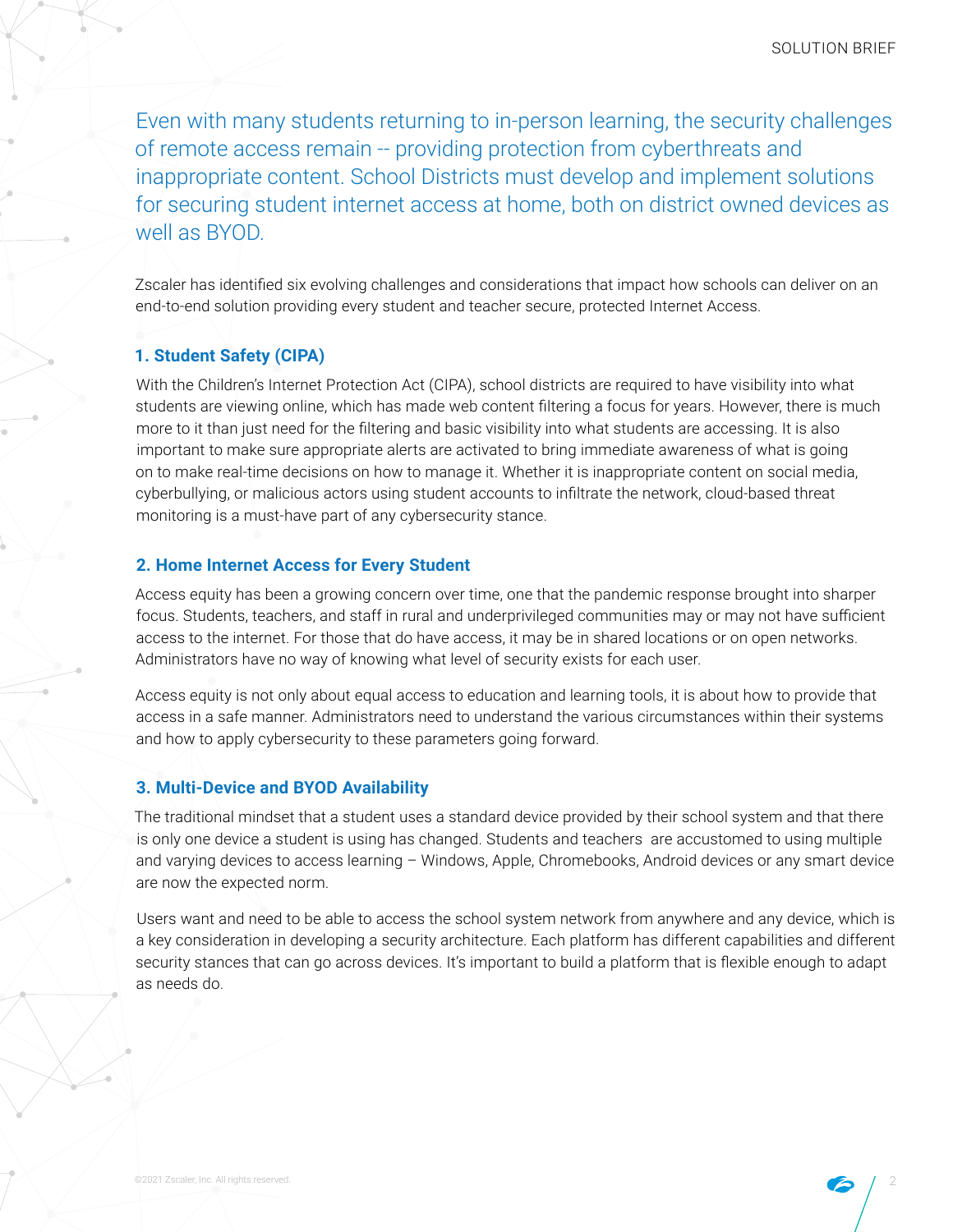Even with many students returning to in-person learning, the security challenges of remote access remain -- providing protection from cyberthreats and inappropriate content. School Districts must develop and implement solutions for securing student internet access at home, both on district owned devices as well as BYOD.

Zscaler has identified six evolving challenges and considerations that impact how schools can deliver on an end-to-end solution providing every student and teacher secure, protected Internet Access.

### 1. Student Safety (CIPA)

With the Children's Internet Protection Act (CIPA), school districts are required to have visibility into what students are viewing online, which has made web content filtering a focus for years. However, there is much more to it than just need for the filtering and basic visibility into what students are accessing. It is also important to make sure appropriate alerts are activated to bring immediate awareness of what is going on to make real-time decisions on how to manage it. Whether it is inappropriate content on social media, cyberbullying, or malicious actors using student accounts to infiltrate the network, cloud-based threat monitoring is a must-have part of any cybersecurity stance.

### 2. Home Internet Access for Every Student

Access equity has been a growing concern over time, one that the pandemic response brought into sharper focus. Students, teachers, and staff in rural and underprivileged communities may or may not have sufficient access to the internet. For those that do have access, it may be in shared locations or on open networks. Administrators have no way of knowing what level of security exists for each user.

Access equity is not only about equal access to education and learning tools, it is about how to provide that access in a safe manner. Administrators need to understand the various circumstances within their systems and how to apply cybersecurity to these parameters going forward.

### 3. Multi-Device and BYOD Availability

The traditional mindset that a student uses a standard device provided by their school system and that there is only one device a student is using has changed. Students and teachers are accustomed to using multiple and varying devices to access learning – Windows, Apple, Chromebooks, Android devices or any smart device are now the expected norm.

Users want and need to be able to access the school system network from anywhere and any device, which is a key consideration in developing a security architecture. Each platform has different capabilities and different security stances that can go across devices. It's important to build a platform that is flexible enough to adapt as needs do.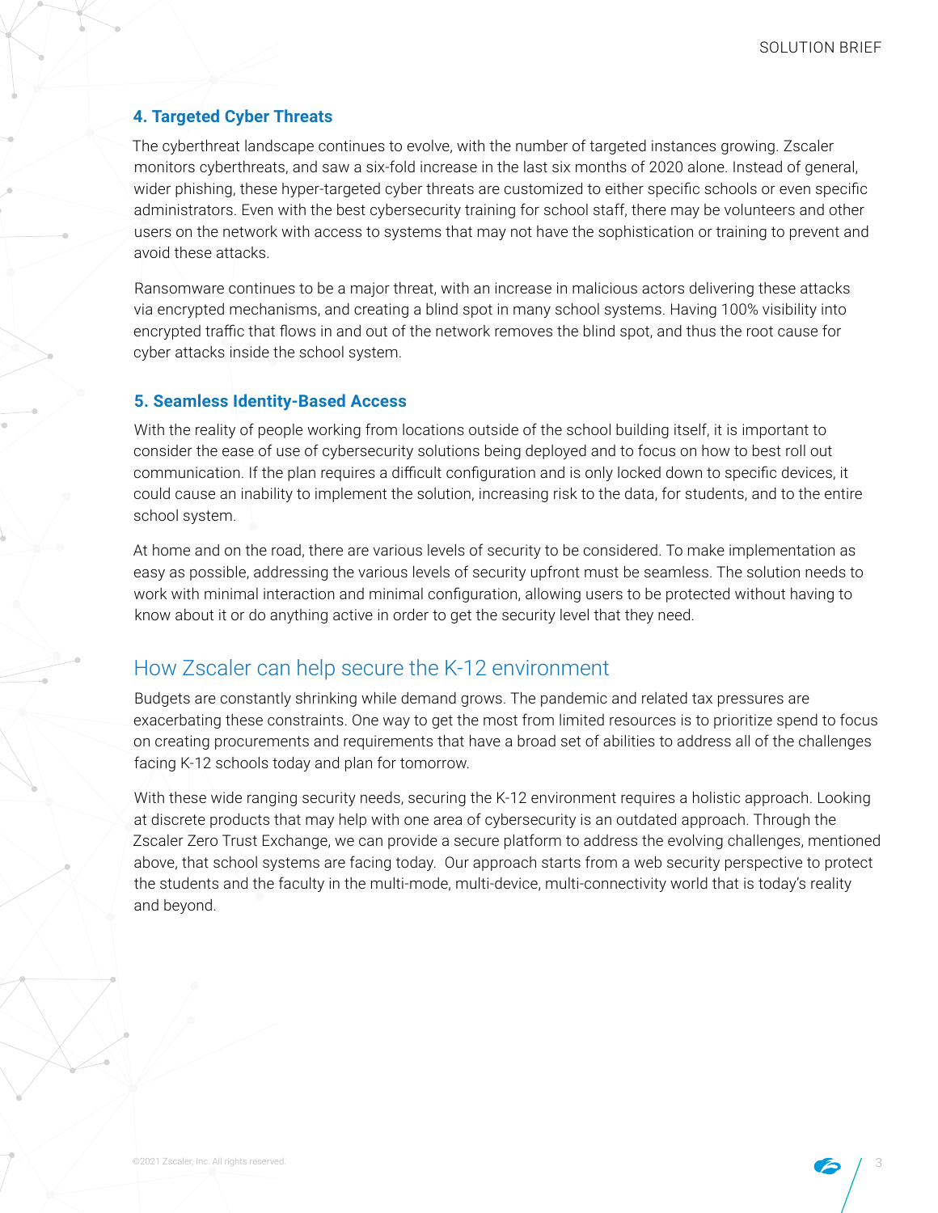### 4. Targeted Cyber Threats

The cyberthreat landscape continues to evolve, with the number of targeted instances growing. Zscaler monitors cyberthreats, and saw a six-fold increase in the last six months of 2020 alone. Instead of general, wider phishing, these hyper-targeted cyber threats are customized to either specific schools or even specific administrators. Even with the best cybersecurity training for school staff, there may be volunteers and other users on the network with access to systems that may not have the sophistication or training to prevent and avoid these attacks.

Ransomware continues to be a major threat, with an increase in malicious actors delivering these attacks via encrypted mechanisms, and creating a blind spot in many school systems. Having 100% visibility into encrypted traffic that flows in and out of the network removes the blind spot, and thus the root cause for cyber attacks inside the school system.

### 5. Seamless Identity-Based Access

With the reality of people working from locations outside of the school building itself, it is important to consider the ease of use of cybersecurity solutions being deployed and to focus on how to best roll out communication. If the plan requires a difficult configuration and is only locked down to specific devices, it could cause an inability to implement the solution, increasing risk to the data, for students, and to the entire school system.

At home and on the road, there are various levels of security to be considered. To make implementation as easy as possible, addressing the various levels of security upfront must be seamless. The solution needs to work with minimal interaction and minimal configuration, allowing users to be protected without having to know about it or do anything active in order to get the security level that they need.

## How Zscaler can help secure the K-12 environment

Budgets are constantly shrinking while demand grows. The pandemic and related tax pressures are exacerbating these constraints. One way to get the most from limited resources is to prioritize spend to focus on creating procurements and requirements that have a broad set of abilities to address all of the challenges facing K-12 schools today and plan for tomorrow.

With these wide ranging security needs, securing the K-12 environment requires a holistic approach. Looking at discrete products that may help with one area of cybersecurity is an outdated approach. Through the Zscaler Zero Trust Exchange, we can provide a secure platform to address the evolving challenges, mentioned above, that school systems are facing today. Our approach starts from a web security perspective to protect the students and the faculty in the multi-mode, multi-device, multi-connectivity world that is today's reality and beyond.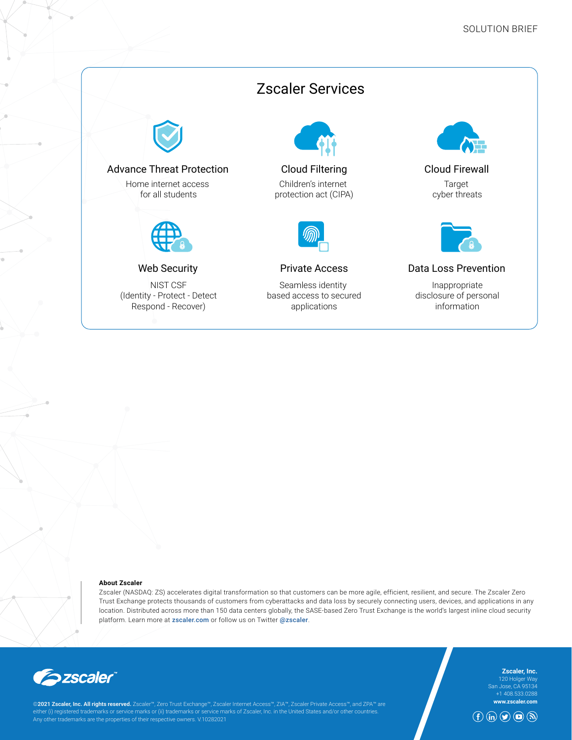## Zscaler Services

### Advance Threat Protection

Home internet access for all students

### Cloud Filtering

Children's internet protection act (CIPA)

### Cloud Firewall

Target cyber threats

### Web Security

NIST CSF (Identity - Protect - Detect Respond - Recover)

### Private Access

Seamless identity based access to secured applications

### Data Loss Prevention

Inappropriate disclosure of personal information

**About Zscaler**

Zscaler (NASDAQ: ZS) accelerates digital transformation so that customers can be more agile, efficient, resilient, and secure. The Zscaler Zero Trust Exchange protects thousands of customers from cyberattacks and data loss by securely connecting users, devices, and applications in any location. Distributed across more than 150 data centers globally, the SASE-based Zero Trust Exchange is the world's largest inline cloud security platform. Learn more at **zscaler.com** or follow us on Twitter **@zscaler**.

**Zscaler, Inc.**
120 Holger Way
San Jose, CA 95134
+1 408.533.0288
**www.zscaler.com**

©**2021 Zscaler, Inc. All rights reserved.** Zscaler™, Zero Trust Exchange™, Zscaler Internet Access™, ZIA™, Zscaler Private Access™, and ZPA™ are either (i) registered trademarks or service marks or (ii) trademarks or service marks of Zscaler, Inc. in the United States and/or other countries. Any other trademarks are the properties of their respective owners. V.10282021